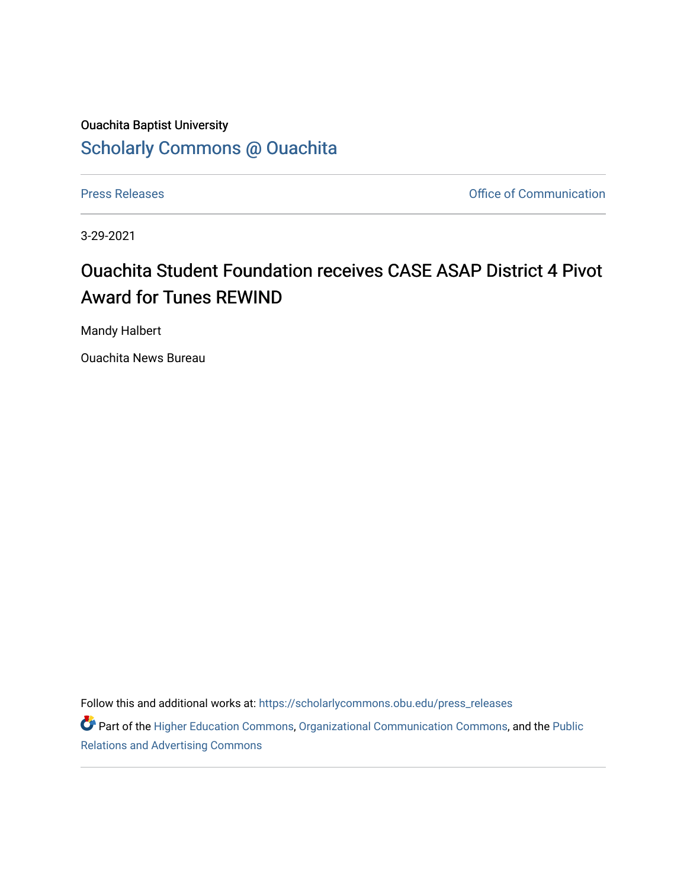Ouachita Baptist University

# Scholarly Commons @ Ouachita

Press Releases | Office of Communication

3-29-2021

## Ouachita Student Foundation receives CASE ASAP District 4 Pivot Award for Tunes REWIND

Mandy Halbert

Ouachita News Bureau

Follow this and additional works at: https://scholarlycommons.obu.edu/press_releases

Part of the Higher Education Commons, Organizational Communication Commons, and the Public Relations and Advertising Commons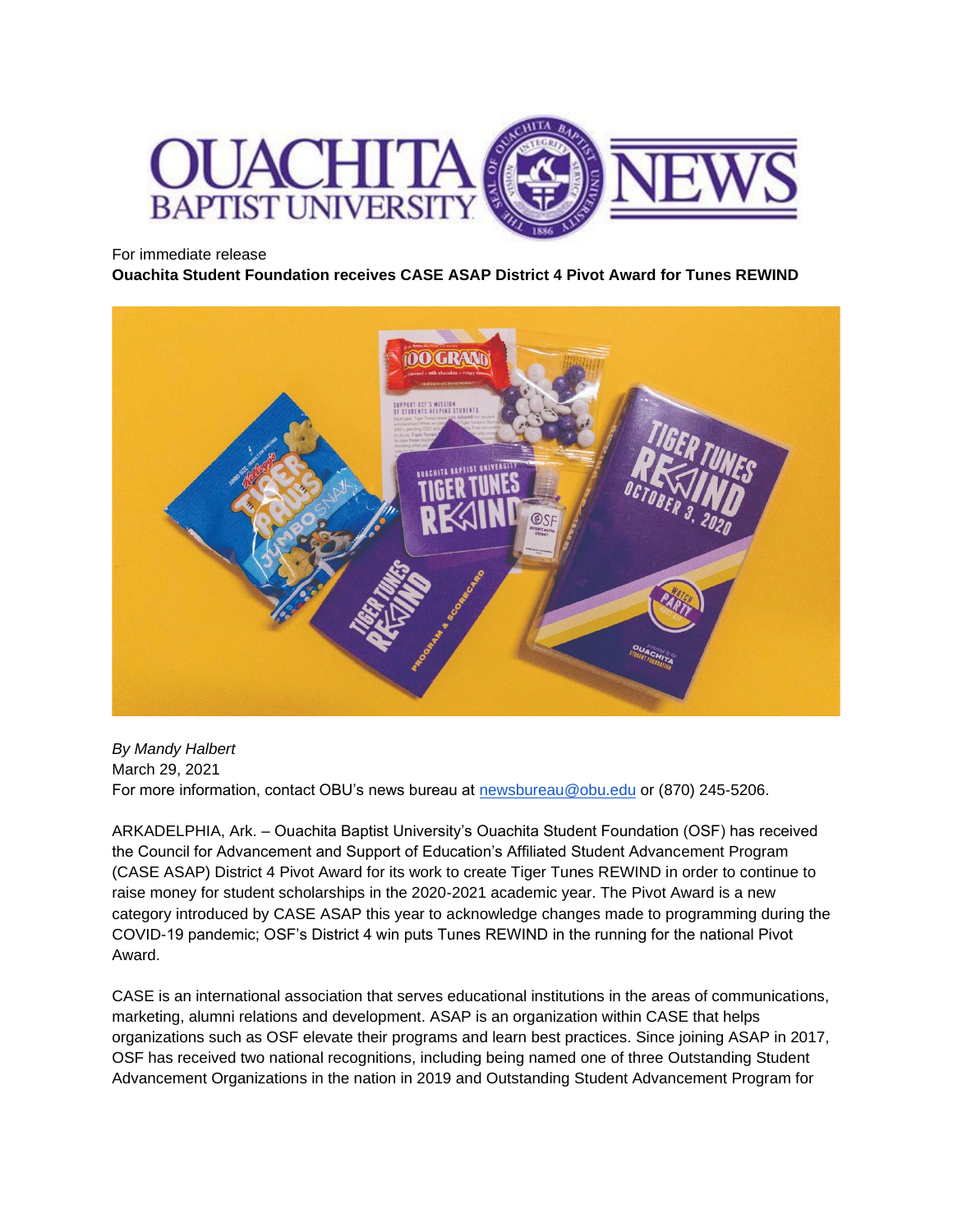For immediate release

**Ouachita Student Foundation receives CASE ASAP District 4 Pivot Award for Tunes REWIND**

*By Mandy Halbert*
March 29, 2021
For more information, contact OBU's news bureau at newsbureau@obu.edu or (870) 245-5206.

ARKADELPHIA, Ark. – Ouachita Baptist University's Ouachita Student Foundation (OSF) has received the Council for Advancement and Support of Education's Affiliated Student Advancement Program (CASE ASAP) District 4 Pivot Award for its work to create Tiger Tunes REWIND in order to continue to raise money for student scholarships in the 2020-2021 academic year. The Pivot Award is a new category introduced by CASE ASAP this year to acknowledge changes made to programming during the COVID-19 pandemic; OSF's District 4 win puts Tunes REWIND in the running for the national Pivot Award.

CASE is an international association that serves educational institutions in the areas of communications, marketing, alumni relations and development. ASAP is an organization within CASE that helps organizations such as OSF elevate their programs and learn best practices. Since joining ASAP in 2017, OSF has received two national recognitions, including being named one of three Outstanding Student Advancement Organizations in the nation in 2019 and Outstanding Student Advancement Program for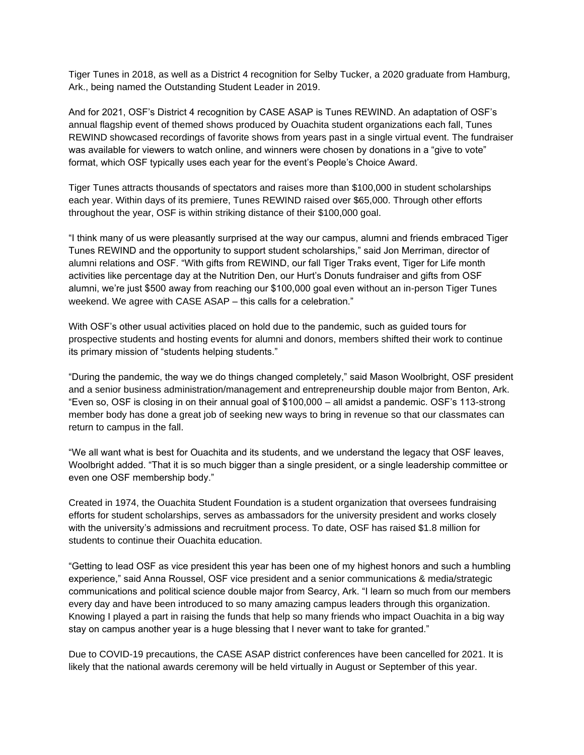Tiger Tunes in 2018, as well as a District 4 recognition for Selby Tucker, a 2020 graduate from Hamburg, Ark., being named the Outstanding Student Leader in 2019.

And for 2021, OSF's District 4 recognition by CASE ASAP is Tunes REWIND. An adaptation of OSF's annual flagship event of themed shows produced by Ouachita student organizations each fall, Tunes REWIND showcased recordings of favorite shows from years past in a single virtual event. The fundraiser was available for viewers to watch online, and winners were chosen by donations in a "give to vote" format, which OSF typically uses each year for the event's People's Choice Award.

Tiger Tunes attracts thousands of spectators and raises more than $100,000 in student scholarships each year. Within days of its premiere, Tunes REWIND raised over $65,000. Through other efforts throughout the year, OSF is within striking distance of their $100,000 goal.

"I think many of us were pleasantly surprised at the way our campus, alumni and friends embraced Tiger Tunes REWIND and the opportunity to support student scholarships," said Jon Merriman, director of alumni relations and OSF. "With gifts from REWIND, our fall Tiger Traks event, Tiger for Life month activities like percentage day at the Nutrition Den, our Hurt's Donuts fundraiser and gifts from OSF alumni, we're just $500 away from reaching our $100,000 goal even without an in-person Tiger Tunes weekend. We agree with CASE ASAP – this calls for a celebration."

With OSF's other usual activities placed on hold due to the pandemic, such as guided tours for prospective students and hosting events for alumni and donors, members shifted their work to continue its primary mission of "students helping students."

"During the pandemic, the way we do things changed completely," said Mason Woolbright, OSF president and a senior business administration/management and entrepreneurship double major from Benton, Ark. "Even so, OSF is closing in on their annual goal of $100,000 – all amidst a pandemic. OSF's 113-strong member body has done a great job of seeking new ways to bring in revenue so that our classmates can return to campus in the fall.

"We all want what is best for Ouachita and its students, and we understand the legacy that OSF leaves, Woolbright added. "That it is so much bigger than a single president, or a single leadership committee or even one OSF membership body."

Created in 1974, the Ouachita Student Foundation is a student organization that oversees fundraising efforts for student scholarships, serves as ambassadors for the university president and works closely with the university's admissions and recruitment process. To date, OSF has raised $1.8 million for students to continue their Ouachita education.

"Getting to lead OSF as vice president this year has been one of my highest honors and such a humbling experience," said Anna Roussel, OSF vice president and a senior communications & media/strategic communications and political science double major from Searcy, Ark. "I learn so much from our members every day and have been introduced to so many amazing campus leaders through this organization. Knowing I played a part in raising the funds that help so many friends who impact Ouachita in a big way stay on campus another year is a huge blessing that I never want to take for granted."

Due to COVID-19 precautions, the CASE ASAP district conferences have been cancelled for 2021. It is likely that the national awards ceremony will be held virtually in August or September of this year.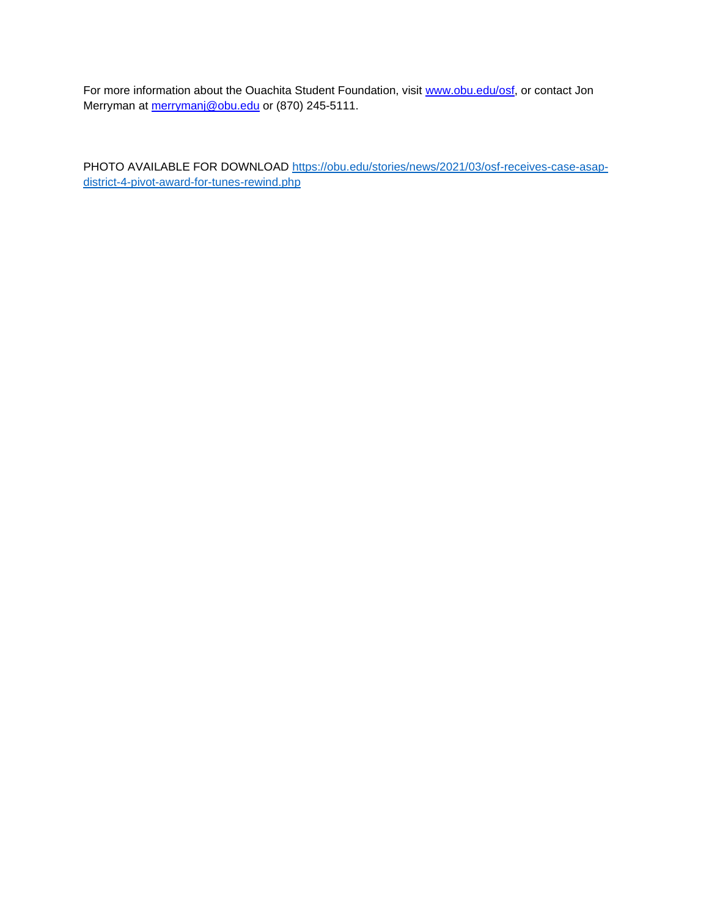For more information about the Ouachita Student Foundation, visit [www.obu.edu/osf](www.obu.edu/osf), or contact Jon Merryman at [merrymanj@obu.edu](mailto:merrymanj@obu.edu) or (870) 245-5111.

PHOTO AVAILABLE FOR DOWNLOAD [https://obu.edu/stories/news/2021/03/osf-receives-case-asap-district-4-pivot-award-for-tunes-rewind.php](https://obu.edu/stories/news/2021/03/osf-receives-case-asap-district-4-pivot-award-for-tunes-rewind.php)